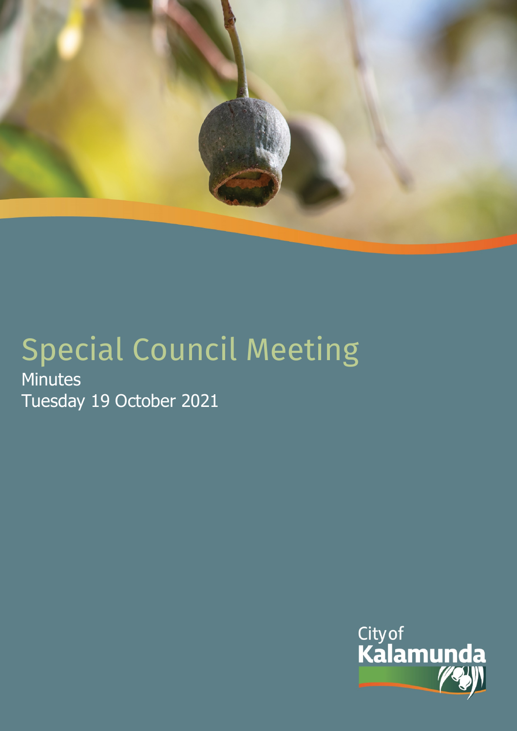# Special Council Meeting

Minutes

Tuesday 19 October 2021

City of Kalamunda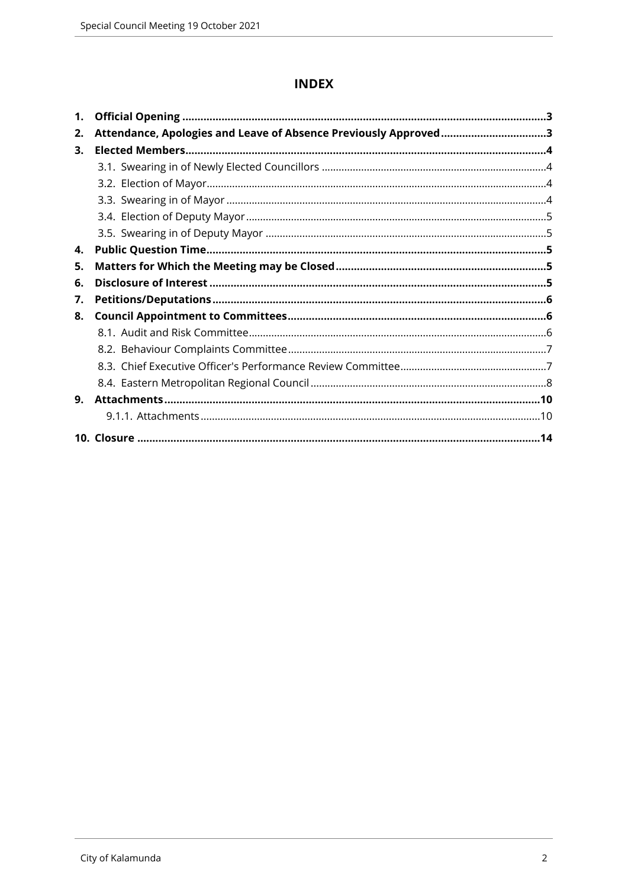# INDEX

1. **Official Opening** .....3
2. **Attendance, Apologies and Leave of Absence Previously Approved** .....3
3. **Elected Members** .....4
   - 3.1. Swearing in of Newly Elected Councillors .....4
   - 3.2. Election of Mayor .....4
   - 3.3. Swearing in of Mayor .....4
   - 3.4. Election of Deputy Mayor .....5
   - 3.5. Swearing in of Deputy Mayor .....5
4. **Public Question Time** .....5
5. **Matters for Which the Meeting may be Closed** .....5
6. **Disclosure of Interest** .....5
7. **Petitions/Deputations** .....6
8. **Council Appointment to Committees** .....6
   - 8.1. Audit and Risk Committee .....6
   - 8.2. Behaviour Complaints Committee .....7
   - 8.3. Chief Executive Officer's Performance Review Committee .....7
   - 8.4. Eastern Metropolitan Regional Council .....8
9. **Attachments** .....10
   - 9.1.1. Attachments .....10
10. **Closure** .....14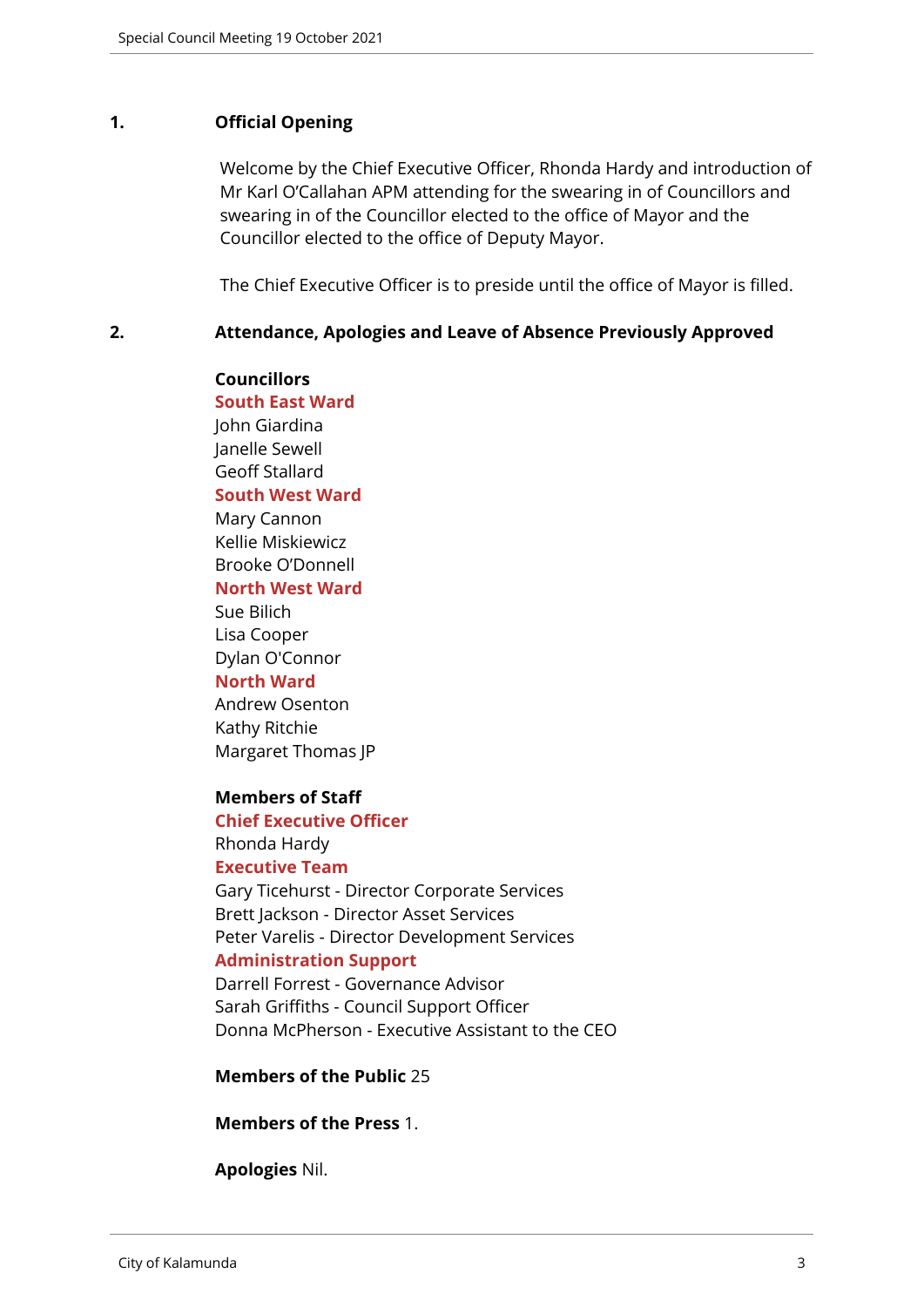## 1. Official Opening

Welcome by the Chief Executive Officer, Rhonda Hardy and introduction of Mr Karl O'Callahan APM attending for the swearing in of Councillors and swearing in of the Councillor elected to the office of Mayor and the Councillor elected to the office of Deputy Mayor.

The Chief Executive Officer is to preside until the office of Mayor is filled.

## 2. Attendance, Apologies and Leave of Absence Previously Approved

**Councillors**

**South East Ward**
John Giardina
Janelle Sewell
Geoff Stallard

**South West Ward**
Mary Cannon
Kellie Miskiewicz
Brooke O'Donnell

**North West Ward**
Sue Bilich
Lisa Cooper
Dylan O'Connor

**North Ward**
Andrew Osenton
Kathy Ritchie
Margaret Thomas JP

**Members of Staff**

**Chief Executive Officer**
Rhonda Hardy

**Executive Team**
Gary Ticehurst - Director Corporate Services
Brett Jackson - Director Asset Services
Peter Varelis - Director Development Services

**Administration Support**
Darrell Forrest - Governance Advisor
Sarah Griffiths - Council Support Officer
Donna McPherson - Executive Assistant to the CEO

**Members of the Public** 25

**Members of the Press** 1.

**Apologies** Nil.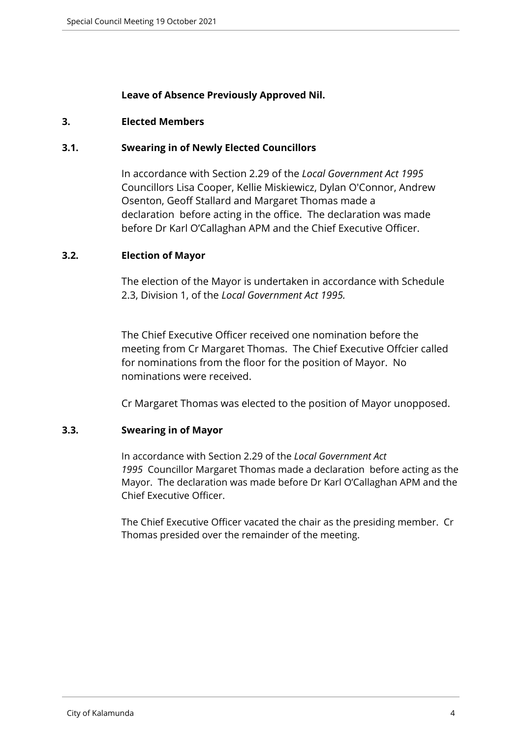**Leave of Absence Previously Approved Nil.**

## 3. Elected Members

### 3.1. Swearing in of Newly Elected Councillors

In accordance with Section 2.29 of the *Local Government Act 1995* Councillors Lisa Cooper, Kellie Miskiewicz, Dylan O'Connor, Andrew Osenton, Geoff Stallard and Margaret Thomas made a declaration before acting in the office. The declaration was made before Dr Karl O'Callaghan APM and the Chief Executive Officer.

### 3.2. Election of Mayor

The election of the Mayor is undertaken in accordance with Schedule 2.3, Division 1, of the *Local Government Act 1995.*

The Chief Executive Officer received one nomination before the meeting from Cr Margaret Thomas. The Chief Executive Offcier called for nominations from the floor for the position of Mayor. No nominations were received.

Cr Margaret Thomas was elected to the position of Mayor unopposed.

### 3.3. Swearing in of Mayor

In accordance with Section 2.29 of the *Local Government Act 1995* Councillor Margaret Thomas made a declaration before acting as the Mayor. The declaration was made before Dr Karl O'Callaghan APM and the Chief Executive Officer.

The Chief Executive Officer vacated the chair as the presiding member. Cr Thomas presided over the remainder of the meeting.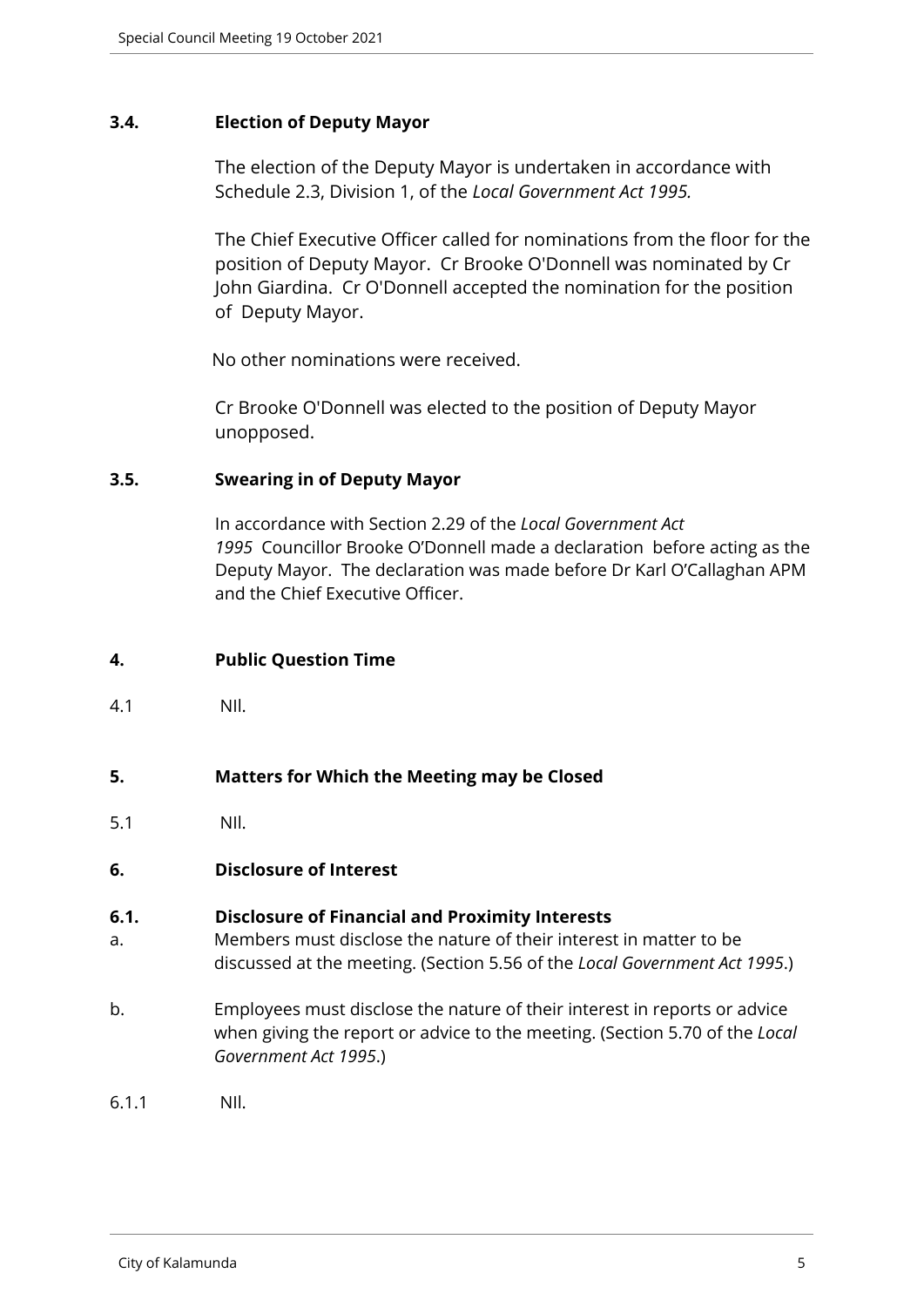### 3.4. Election of Deputy Mayor

The election of the Deputy Mayor is undertaken in accordance with Schedule 2.3, Division 1, of the *Local Government Act 1995.*

The Chief Executive Officer called for nominations from the floor for the position of Deputy Mayor. Cr Brooke O'Donnell was nominated by Cr John Giardina. Cr O'Donnell accepted the nomination for the position of Deputy Mayor.

No other nominations were received.

Cr Brooke O'Donnell was elected to the position of Deputy Mayor unopposed.

### 3.5. Swearing in of Deputy Mayor

In accordance with Section 2.29 of the *Local Government Act 1995* Councillor Brooke O'Donnell made a declaration before acting as the Deputy Mayor. The declaration was made before Dr Karl O'Callaghan APM and the Chief Executive Officer.

## 4. Public Question Time

4.1 NIl.

## 5. Matters for Which the Meeting may be Closed

5.1 NIl.

## 6. Disclosure of Interest

### 6.1. Disclosure of Financial and Proximity Interests

a. Members must disclose the nature of their interest in matter to be discussed at the meeting. (Section 5.56 of the *Local Government Act 1995*.)

b. Employees must disclose the nature of their interest in reports or advice when giving the report or advice to the meeting. (Section 5.70 of the *Local Government Act 1995*.)

6.1.1 NIl.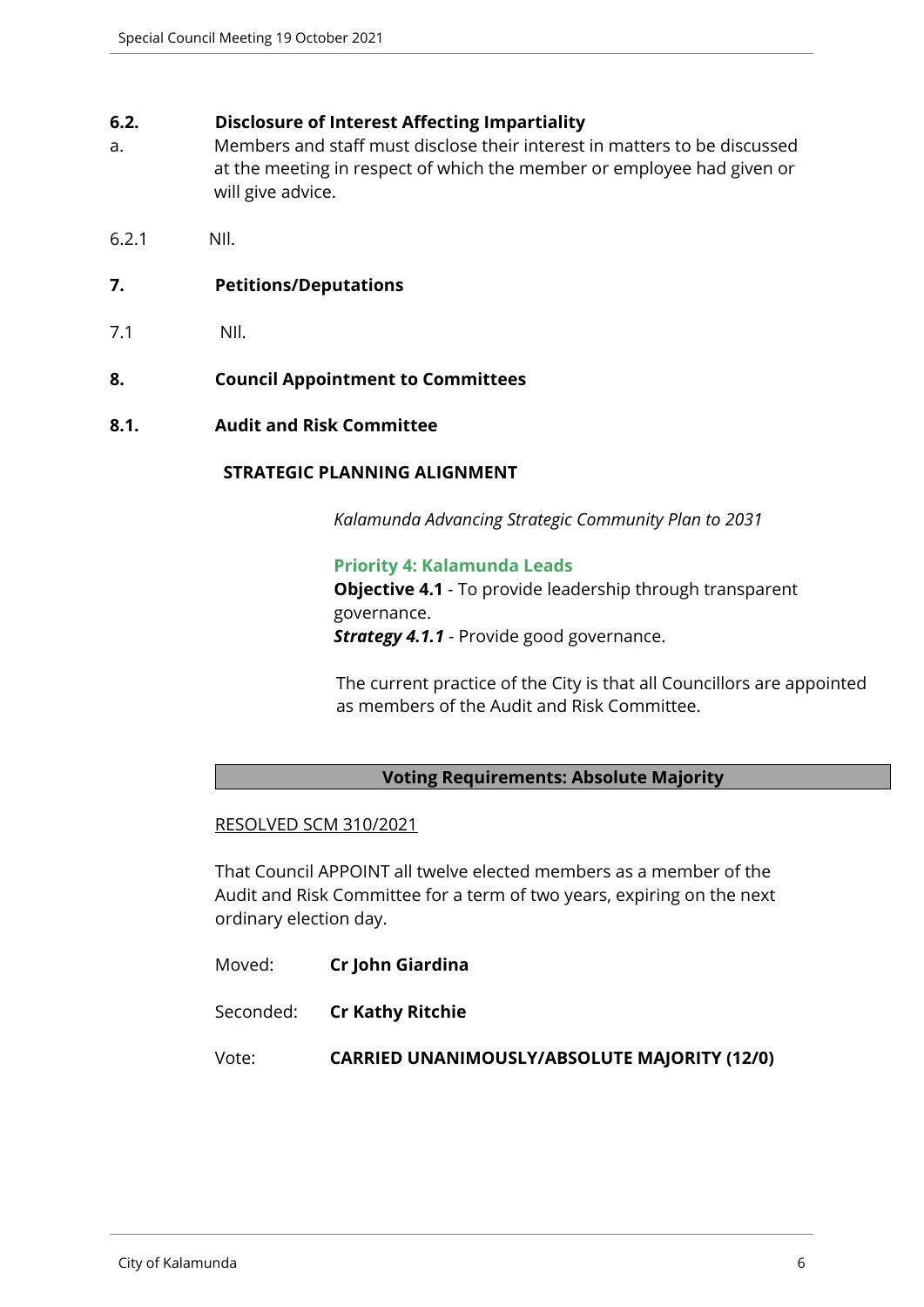## 6.2. Disclosure of Interest Affecting Impartiality

a. Members and staff must disclose their interest in matters to be discussed at the meeting in respect of which the member or employee had given or will give advice.

6.2.1 NIl.

## 7. Petitions/Deputations

7.1 NIl.

## 8. Council Appointment to Committees

## 8.1. Audit and Risk Committee

**STRATEGIC PLANNING ALIGNMENT**

*Kalamunda Advancing Strategic Community Plan to 2031*

**Priority 4: Kalamunda Leads**
**Objective 4.1** - To provide leadership through transparent governance.
***Strategy 4.1.1*** - Provide good governance.

The current practice of the City is that all Councillors are appointed as members of the Audit and Risk Committee.

**Voting Requirements: Absolute Majority**

RESOLVED SCM 310/2021

That Council APPOINT all twelve elected members as a member of the Audit and Risk Committee for a term of two years, expiring on the next ordinary election day.

Moved: **Cr John Giardina**

Seconded: **Cr Kathy Ritchie**

Vote: **CARRIED UNANIMOUSLY/ABSOLUTE MAJORITY (12/0)**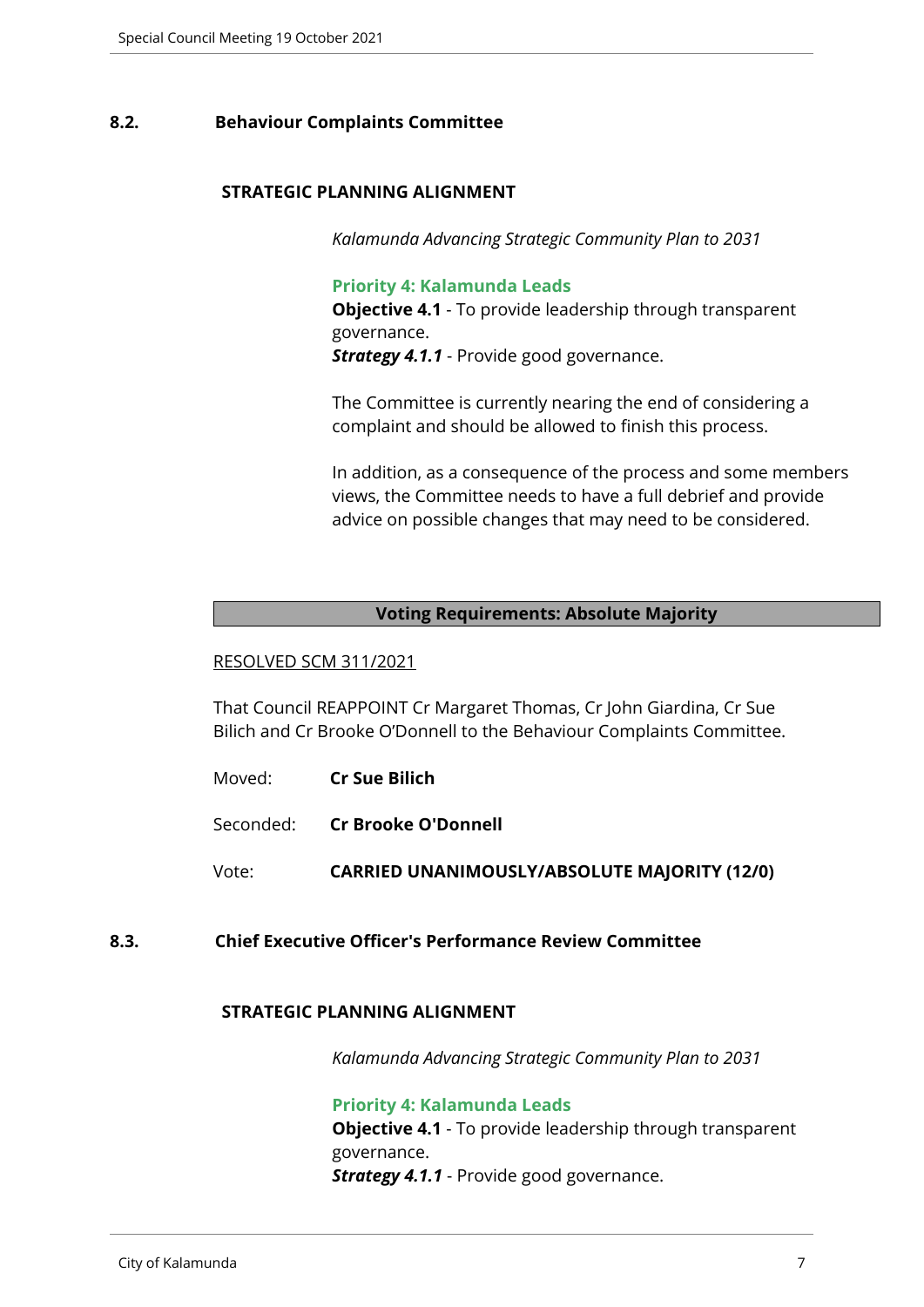## 8.2. Behaviour Complaints Committee

### STRATEGIC PLANNING ALIGNMENT

*Kalamunda Advancing Strategic Community Plan to 2031*

**Priority 4: Kalamunda Leads**
**Objective 4.1** - To provide leadership through transparent governance.
***Strategy 4.1.1*** - Provide good governance.

The Committee is currently nearing the end of considering a complaint and should be allowed to finish this process.

In addition, as a consequence of the process and some members views, the Committee needs to have a full debrief and provide advice on possible changes that may need to be considered.

**Voting Requirements: Absolute Majority**

RESOLVED SCM 311/2021

That Council REAPPOINT Cr Margaret Thomas, Cr John Giardina, Cr Sue Bilich and Cr Brooke O'Donnell to the Behaviour Complaints Committee.

Moved: **Cr Sue Bilich**

Seconded: **Cr Brooke O'Donnell**

Vote: **CARRIED UNANIMOUSLY/ABSOLUTE MAJORITY (12/0)**

## 8.3. Chief Executive Officer's Performance Review Committee

### STRATEGIC PLANNING ALIGNMENT

*Kalamunda Advancing Strategic Community Plan to 2031*

**Priority 4: Kalamunda Leads**
**Objective 4.1** - To provide leadership through transparent governance.
***Strategy 4.1.1*** - Provide good governance.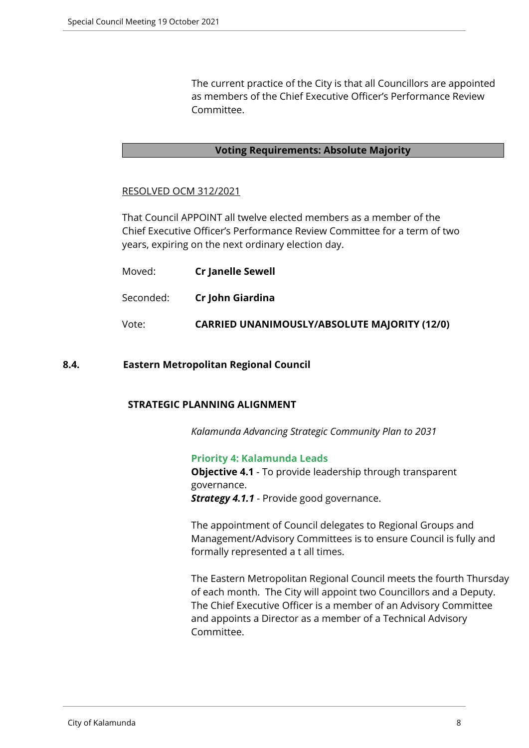The current practice of the City is that all Councillors are appointed as members of the Chief Executive Officer's Performance Review Committee.

**Voting Requirements: Absolute Majority**

RESOLVED OCM 312/2021

That Council APPOINT all twelve elected members as a member of the Chief Executive Officer's Performance Review Committee for a term of two years, expiring on the next ordinary election day.

Moved: **Cr Janelle Sewell**

Seconded: **Cr John Giardina**

Vote: **CARRIED UNANIMOUSLY/ABSOLUTE MAJORITY (12/0)**

## 8.4. Eastern Metropolitan Regional Council

### STRATEGIC PLANNING ALIGNMENT

*Kalamunda Advancing Strategic Community Plan to 2031*

**Priority 4: Kalamunda Leads**
**Objective 4.1** - To provide leadership through transparent governance.
***Strategy 4.1.1*** - Provide good governance.

The appointment of Council delegates to Regional Groups and Management/Advisory Committees is to ensure Council is fully and formally represented a t all times.

The Eastern Metropolitan Regional Council meets the fourth Thursday of each month. The City will appoint two Councillors and a Deputy. The Chief Executive Officer is a member of an Advisory Committee and appoints a Director as a member of a Technical Advisory Committee.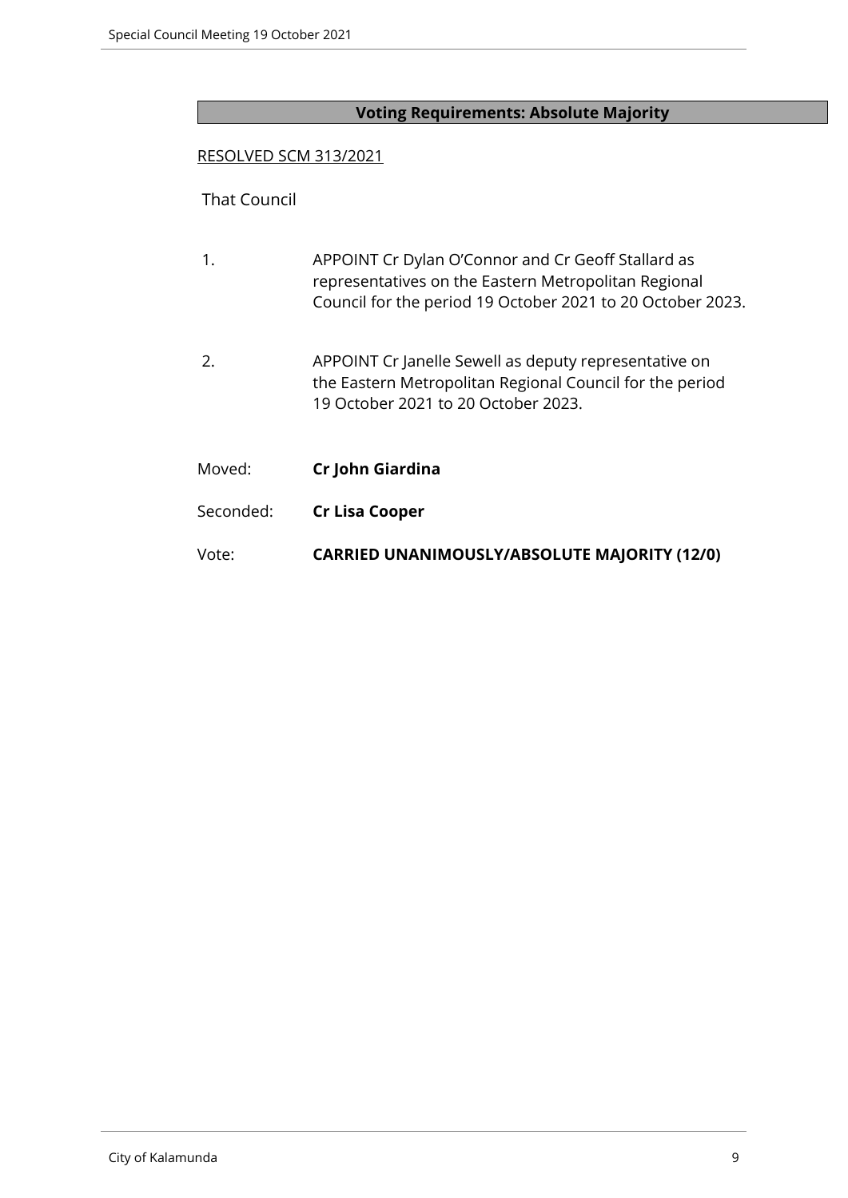**Voting Requirements: Absolute Majority**

RESOLVED SCM 313/2021

That Council

1. APPOINT Cr Dylan O'Connor and Cr Geoff Stallard as representatives on the Eastern Metropolitan Regional Council for the period 19 October 2021 to 20 October 2023.

2. APPOINT Cr Janelle Sewell as deputy representative on the Eastern Metropolitan Regional Council for the period 19 October 2021 to 20 October 2023.

Moved: **Cr John Giardina**

Seconded: **Cr Lisa Cooper**

Vote: **CARRIED UNANIMOUSLY/ABSOLUTE MAJORITY (12/0)**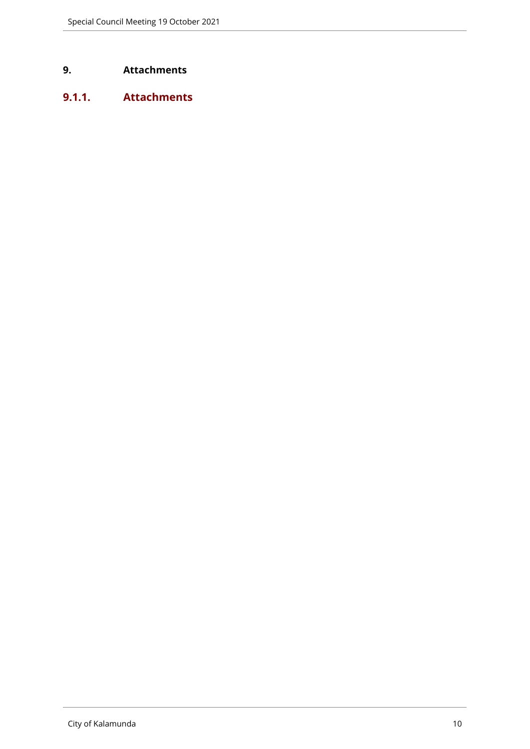# 9. Attachments

## 9.1.1. Attachments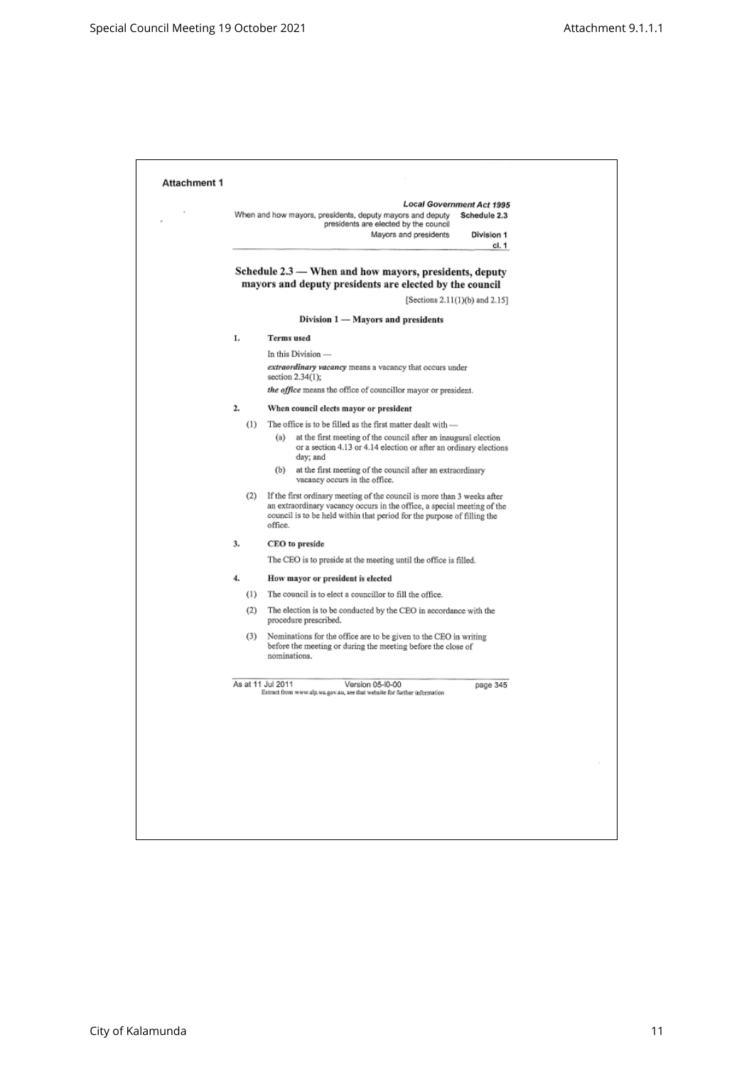**Attachment 1**

Local Government Act 1995

When and how mayors, presidents, deputy mayors and deputy presidents are elected by the council — Schedule 2.3

Mayors and presidents — Division 1

cl. 1

## Schedule 2.3 — When and how mayors, presidents, deputy mayors and deputy presidents are elected by the council

[Sections 2.11(1)(b) and 2.15]

### Division 1 — Mayors and presidents

**1. Terms used**

In this Division —

***extraordinary vacancy*** means a vacancy that occurs under section 2.34(1);

***the office*** means the office of councillor mayor or president.

**2. When council elects mayor or president**

(1) The office is to be filled as the first matter dealt with —

(a) at the first meeting of the council after an inaugural election or a section 4.13 or 4.14 election or after an ordinary elections day; and

(b) at the first meeting of the council after an extraordinary vacancy occurs in the office.

(2) If the first ordinary meeting of the council is more than 3 weeks after an extraordinary vacancy occurs in the office, a special meeting of the council is to be held within that period for the purpose of filling the office.

**3. CEO to preside**

The CEO is to preside at the meeting until the office is filled.

**4. How mayor or president is elected**

(1) The council is to elect a councillor to fill the office.

(2) The election is to be conducted by the CEO in accordance with the procedure prescribed.

(3) Nominations for the office are to be given to the CEO in writing before the meeting or during the meeting before the close of nominations.

As at 11 Jul 2011 — Version 05-l0-00 — page 345

Extract from www.slp.wa.gov.au, see that website for further information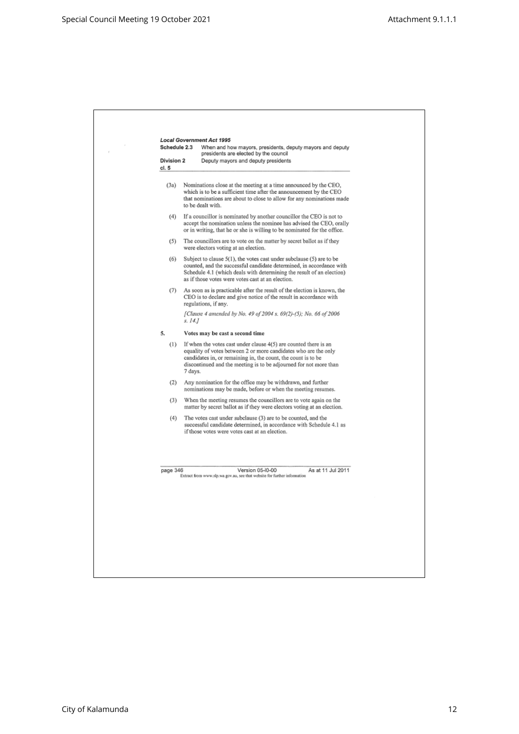*Local Government Act 1995*

**Schedule 2.3** When and how mayors, presidents, deputy mayors and deputy presidents are elected by the council

**Division 2** Deputy mayors and deputy presidents

**cl. 5**

(3a) Nominations close at the meeting at a time announced by the CEO, which is to be a sufficient time after the announcement by the CEO that nominations are about to close to allow for any nominations made to be dealt with.

(4) If a councillor is nominated by another councillor the CEO is not to accept the nomination unless the nominee has advised the CEO, orally or in writing, that he or she is willing to be nominated for the office.

(5) The councillors are to vote on the matter by secret ballot as if they were electors voting at an election.

(6) Subject to clause 5(1), the votes cast under subclause (5) are to be counted, and the successful candidate determined, in accordance with Schedule 4.1 (which deals with determining the result of an election) as if those votes were votes cast at an election.

(7) As soon as is practicable after the result of the election is known, the CEO is to declare and give notice of the result in accordance with regulations, if any.

*[Clause 4 amended by No. 49 of 2004 s. 69(2)-(5); No. 66 of 2006 s. 14.]*

**5. Votes may be cast a second time**

(1) If when the votes cast under clause 4(5) are counted there is an equality of votes between 2 or more candidates who are the only candidates in, or remaining in, the count, the count is to be discontinued and the meeting is to be adjourned for not more than 7 days.

(2) Any nomination for the office may be withdrawn, and further nominations may be made, before or when the meeting resumes.

(3) When the meeting resumes the councillors are to vote again on the matter by secret ballot as if they were electors voting at an election.

(4) The votes cast under subclause (3) are to be counted, and the successful candidate determined, in accordance with Schedule 4.1 as if those votes were votes cast at an election.

page 346 Version 05-l0-00 As at 11 Jul 2011

Extract from www.slp.wa.gov.au, see that website for further information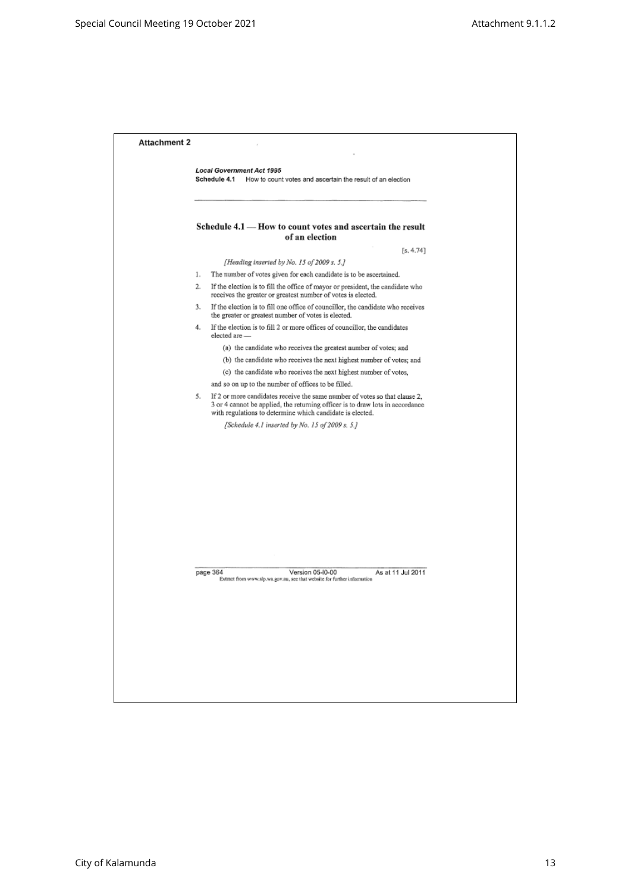**Attachment 2**

*Local Government Act 1995*
**Schedule 4.1** How to count votes and ascertain the result of an election

## Schedule 4.1 — How to count votes and ascertain the result of an election

[s. 4.74]

*[Heading inserted by No. 15 of 2009 s. 5.]*

1. The number of votes given for each candidate is to be ascertained.
2. If the election is to fill the office of mayor or president, the candidate who receives the greater or greatest number of votes is elected.
3. If the election is to fill one office of councillor, the candidate who receives the greater or greatest number of votes is elected.
4. If the election is to fill 2 or more offices of councillor, the candidates elected are —
   - (a) the candidate who receives the greatest number of votes; and
   - (b) the candidate who receives the next highest number of votes; and
   - (c) the candidate who receives the next highest number of votes,

   and so on up to the number of offices to be filled.
5. If 2 or more candidates receive the same number of votes so that clause 2, 3 or 4 cannot be applied, the returning officer is to draw lots in accordance with regulations to determine which candidate is elected.

*[Schedule 4.1 inserted by No. 15 of 2009 s. 5.]*

page 364 Version 05-I0-00 As at 11 Jul 2011
Extract from www.slp.wa.gov.au, see that website for further information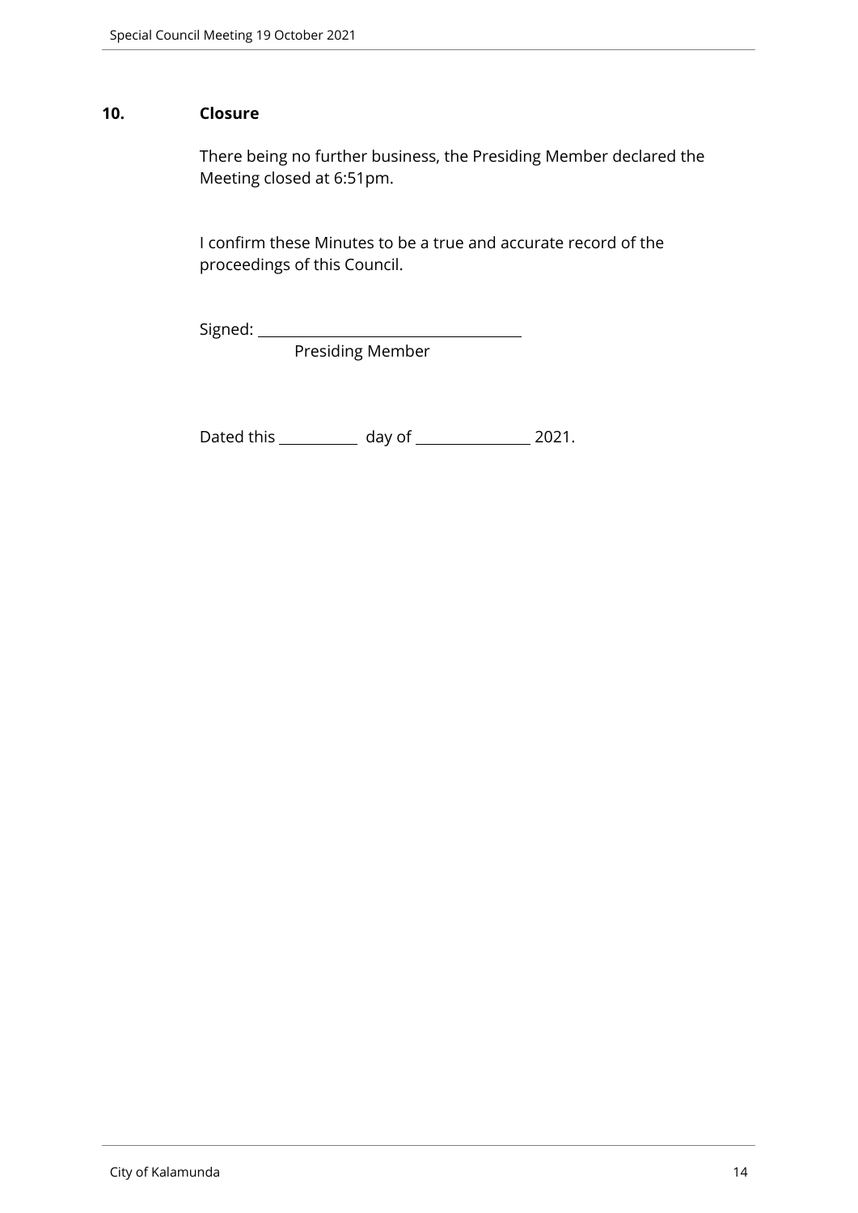## 10. Closure

There being no further business, the Presiding Member declared the Meeting closed at 6:51pm.

I confirm these Minutes to be a true and accurate record of the proceedings of this Council.

Signed: ___________________________________

Presiding Member

Dated this __________ day of _______________ 2021.